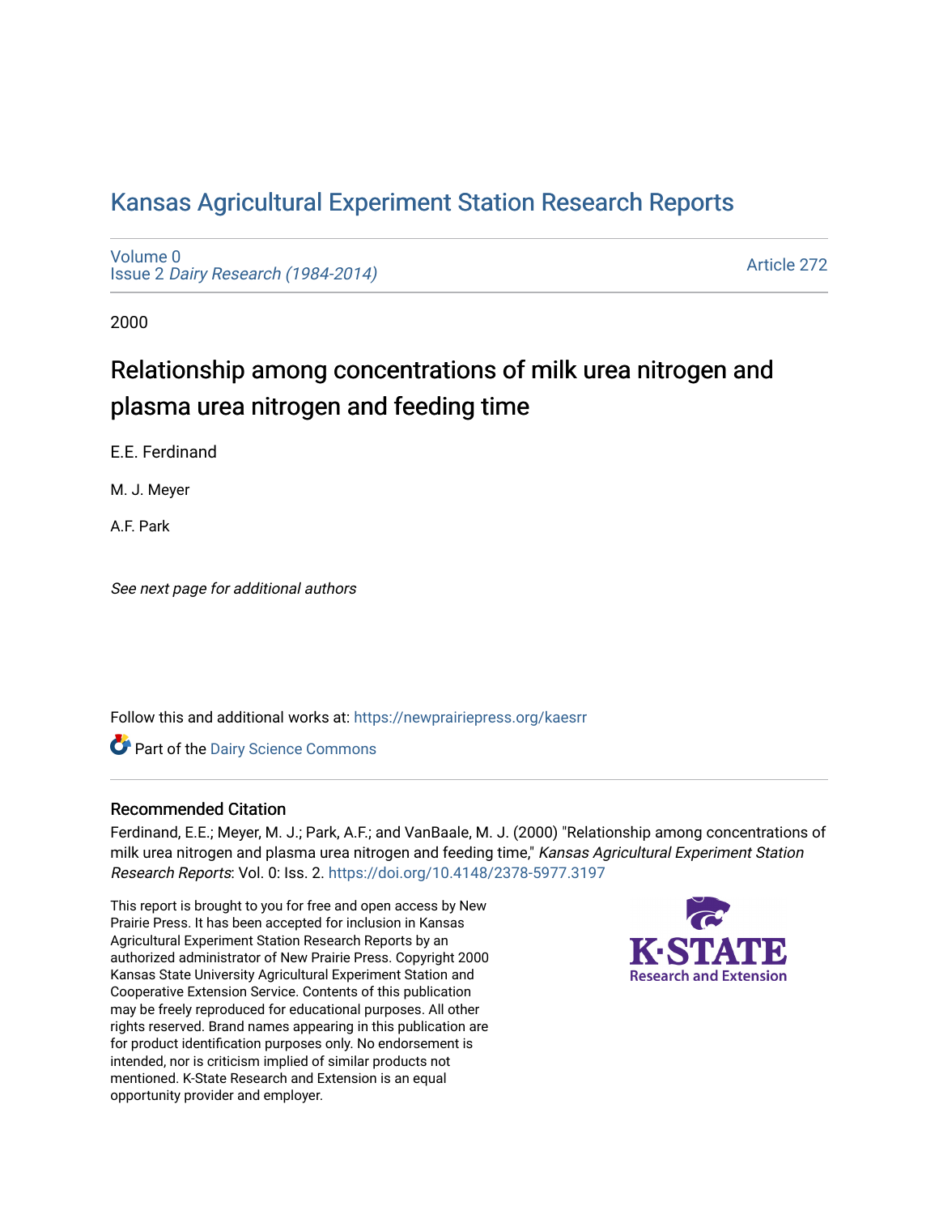# Kansas Agricultural Experiment Station Research Reports

Volume 0
Issue 2 *Dairy Research (1984-2014)*

Article 272

2000

## Relationship among concentrations of milk urea nitrogen and plasma urea nitrogen and feeding time

E.E. Ferdinand

M. J. Meyer

A.F. Park

*See next page for additional authors*

Follow this and additional works at: https://newprairiepress.org/kaesrr

Part of the Dairy Science Commons

### Recommended Citation

Ferdinand, E.E.; Meyer, M. J.; Park, A.F.; and VanBaale, M. J. (2000) "Relationship among concentrations of milk urea nitrogen and plasma urea nitrogen and feeding time," *Kansas Agricultural Experiment Station Research Reports*: Vol. 0: Iss. 2. https://doi.org/10.4148/2378-5977.3197

This report is brought to you for free and open access by New Prairie Press. It has been accepted for inclusion in Kansas Agricultural Experiment Station Research Reports by an authorized administrator of New Prairie Press. Copyright 2000 Kansas State University Agricultural Experiment Station and Cooperative Extension Service. Contents of this publication may be freely reproduced for educational purposes. All other rights reserved. Brand names appearing in this publication are for product identification purposes only. No endorsement is intended, nor is criticism implied of similar products not mentioned. K-State Research and Extension is an equal opportunity provider and employer.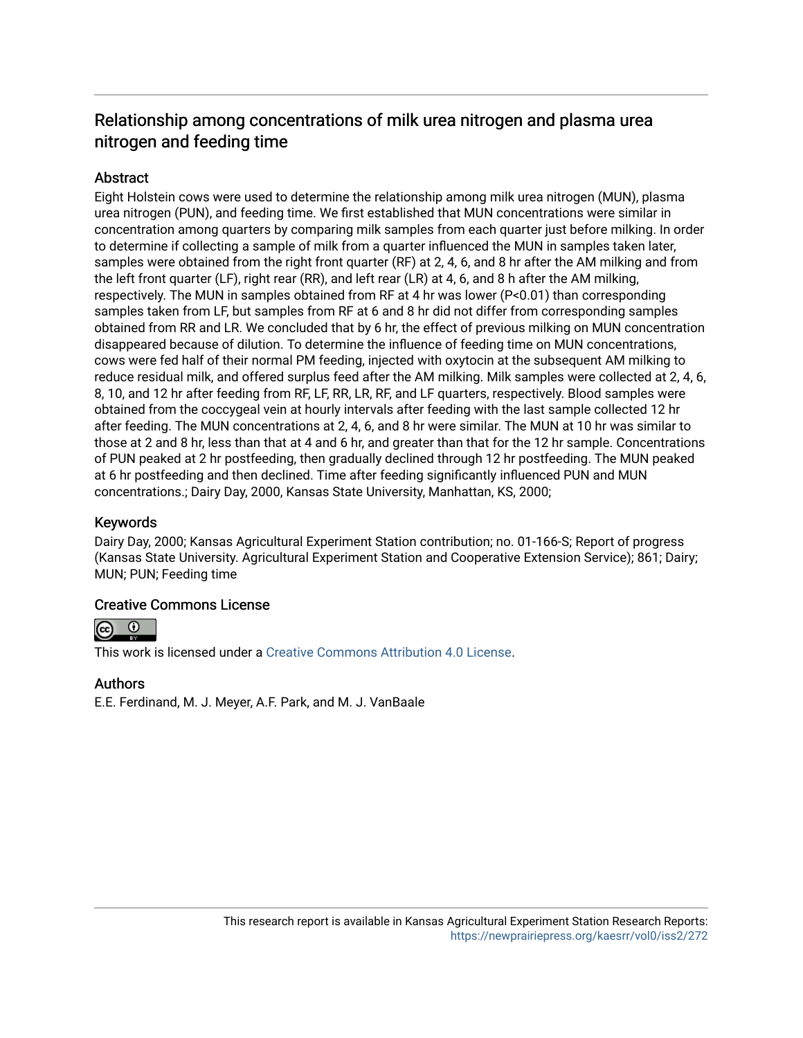## Relationship among concentrations of milk urea nitrogen and plasma urea nitrogen and feeding time

### Abstract

Eight Holstein cows were used to determine the relationship among milk urea nitrogen (MUN), plasma urea nitrogen (PUN), and feeding time. We first established that MUN concentrations were similar in concentration among quarters by comparing milk samples from each quarter just before milking. In order to determine if collecting a sample of milk from a quarter influenced the MUN in samples taken later, samples were obtained from the right front quarter (RF) at 2, 4, 6, and 8 hr after the AM milking and from the left front quarter (LF), right rear (RR), and left rear (LR) at 4, 6, and 8 h after the AM milking, respectively. The MUN in samples obtained from RF at 4 hr was lower ($P<0.01$) than corresponding samples taken from LF, but samples from RF at 6 and 8 hr did not differ from corresponding samples obtained from RR and LR. We concluded that by 6 hr, the effect of previous milking on MUN concentration disappeared because of dilution. To determine the influence of feeding time on MUN concentrations, cows were fed half of their normal PM feeding, injected with oxytocin at the subsequent AM milking to reduce residual milk, and offered surplus feed after the AM milking. Milk samples were collected at 2, 4, 6, 8, 10, and 12 hr after feeding from RF, LF, RR, LR, RF, and LF quarters, respectively. Blood samples were obtained from the coccygeal vein at hourly intervals after feeding with the last sample collected 12 hr after feeding. The MUN concentrations at 2, 4, 6, and 8 hr were similar. The MUN at 10 hr was similar to those at 2 and 8 hr, less than that at 4 and 6 hr, and greater than that for the 12 hr sample. Concentrations of PUN peaked at 2 hr postfeeding, then gradually declined through 12 hr postfeeding. The MUN peaked at 6 hr postfeeding and then declined. Time after feeding significantly influenced PUN and MUN concentrations.; Dairy Day, 2000, Kansas State University, Manhattan, KS, 2000;

### Keywords

Dairy Day, 2000; Kansas Agricultural Experiment Station contribution; no. 01-166-S; Report of progress (Kansas State University. Agricultural Experiment Station and Cooperative Extension Service); 861; Dairy; MUN; PUN; Feeding time

### Creative Commons License

This work is licensed under a Creative Commons Attribution 4.0 License.

### Authors

E.E. Ferdinand, M. J. Meyer, A.F. Park, and M. J. VanBaale

This research report is available in Kansas Agricultural Experiment Station Research Reports: https://newprairiepress.org/kaesrr/vol0/iss2/272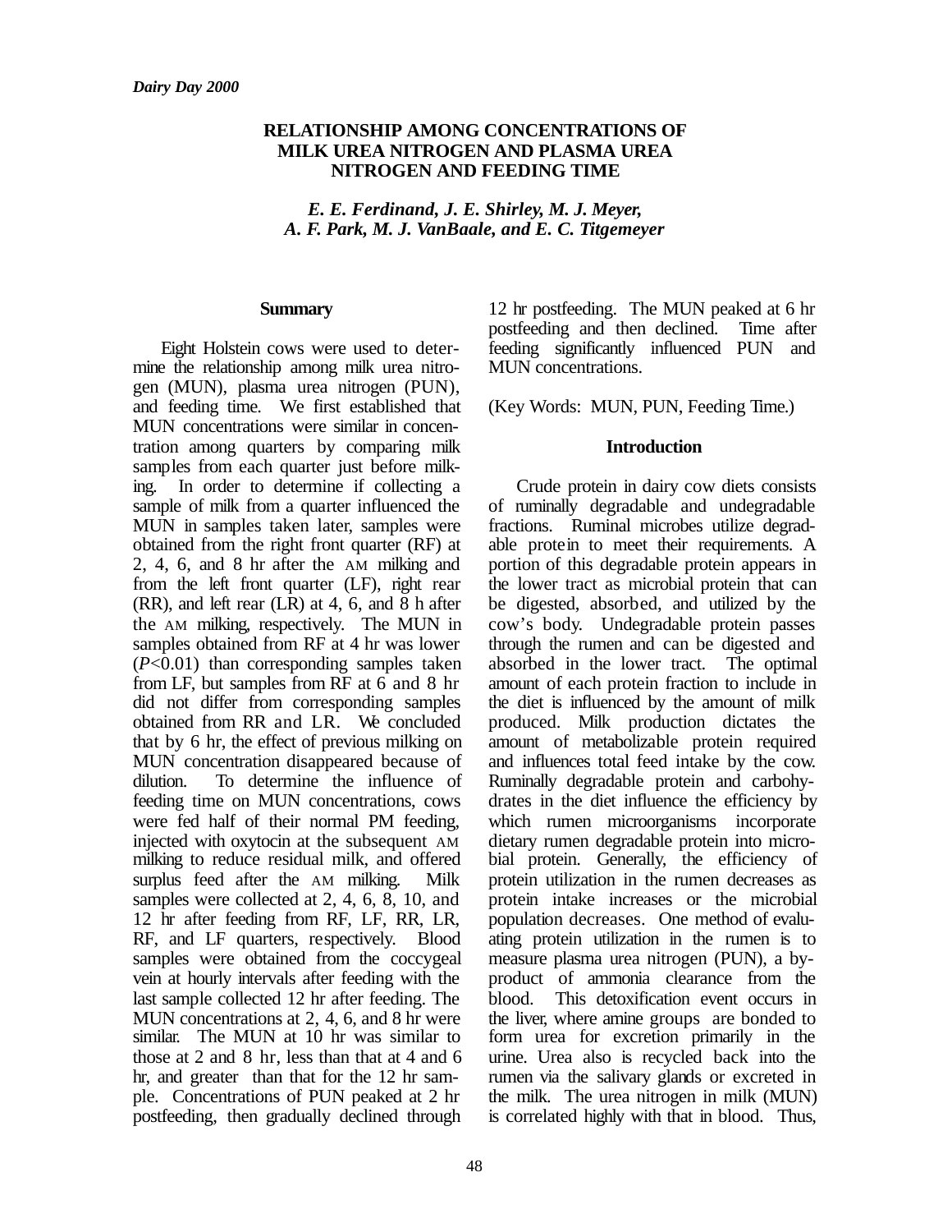# RELATIONSHIP AMONG CONCENTRATIONS OF MILK UREA NITROGEN AND PLASMA UREA NITROGEN AND FEEDING TIME

*E. E. Ferdinand, J. E. Shirley, M. J. Meyer, A. F. Park, M. J. VanBaale, and E. C. Titgemeyer*

## Summary

Eight Holstein cows were used to determine the relationship among milk urea nitrogen (MUN), plasma urea nitrogen (PUN), and feeding time. We first established that MUN concentrations were similar in concentration among quarters by comparing milk samples from each quarter just before milking. In order to determine if collecting a sample of milk from a quarter influenced the MUN in samples taken later, samples were obtained from the right front quarter (RF) at 2, 4, 6, and 8 hr after the AM milking and from the left front quarter (LF), right rear (RR), and left rear (LR) at 4, 6, and 8 h after the AM milking, respectively. The MUN in samples obtained from RF at 4 hr was lower ($P<0.01$) than corresponding samples taken from LF, but samples from RF at 6 and 8 hr did not differ from corresponding samples obtained from RR and LR. We concluded that by 6 hr, the effect of previous milking on MUN concentration disappeared because of dilution. To determine the influence of feeding time on MUN concentrations, cows were fed half of their normal PM feeding, injected with oxytocin at the subsequent AM milking to reduce residual milk, and offered surplus feed after the AM milking. Milk samples were collected at 2, 4, 6, 8, 10, and 12 hr after feeding from RF, LF, RR, LR, RF, and LF quarters, respectively. Blood samples were obtained from the coccygeal vein at hourly intervals after feeding with the last sample collected 12 hr after feeding. The MUN concentrations at 2, 4, 6, and 8 hr were similar. The MUN at 10 hr was similar to those at 2 and 8 hr, less than that at 4 and 6 hr, and greater than that for the 12 hr sample. Concentrations of PUN peaked at 2 hr postfeeding, then gradually declined through 12 hr postfeeding. The MUN peaked at 6 hr postfeeding and then declined. Time after feeding significantly influenced PUN and MUN concentrations.

(Key Words: MUN, PUN, Feeding Time.)

## Introduction

Crude protein in dairy cow diets consists of ruminally degradable and undegradable fractions. Ruminal microbes utilize degradable protein to meet their requirements. A portion of this degradable protein appears in the lower tract as microbial protein that can be digested, absorbed, and utilized by the cow's body. Undegradable protein passes through the rumen and can be digested and absorbed in the lower tract. The optimal amount of each protein fraction to include in the diet is influenced by the amount of milk produced. Milk production dictates the amount of metabolizable protein required and influences total feed intake by the cow. Ruminally degradable protein and carbohydrates in the diet influence the efficiency by which rumen microorganisms incorporate dietary rumen degradable protein into microbial protein. Generally, the efficiency of protein utilization in the rumen decreases as protein intake increases or the microbial population decreases. One method of evaluating protein utilization in the rumen is to measure plasma urea nitrogen (PUN), a byproduct of ammonia clearance from the blood. This detoxification event occurs in the liver, where amine groups are bonded to form urea for excretion primarily in the urine. Urea also is recycled back into the rumen via the salivary glands or excreted in the milk. The urea nitrogen in milk (MUN) is correlated highly with that in blood. Thus,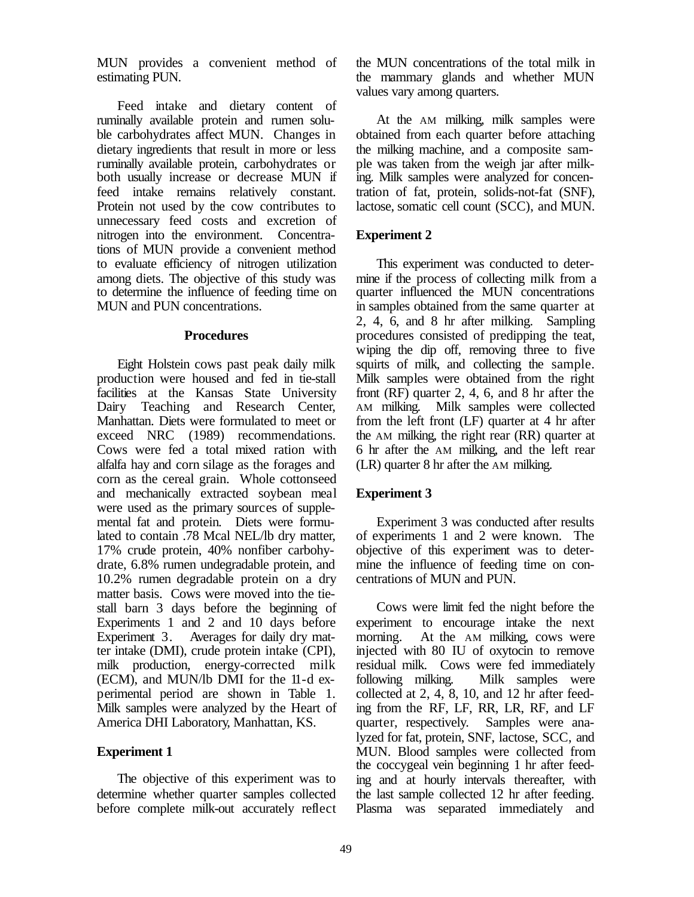MUN provides a convenient method of estimating PUN.

Feed intake and dietary content of ruminally available protein and rumen soluble carbohydrates affect MUN. Changes in dietary ingredients that result in more or less ruminally available protein, carbohydrates or both usually increase or decrease MUN if feed intake remains relatively constant. Protein not used by the cow contributes to unnecessary feed costs and excretion of nitrogen into the environment. Concentrations of MUN provide a convenient method to evaluate efficiency of nitrogen utilization among diets. The objective of this study was to determine the influence of feeding time on MUN and PUN concentrations.

## Procedures

Eight Holstein cows past peak daily milk production were housed and fed in tie-stall facilities at the Kansas State University Dairy Teaching and Research Center, Manhattan. Diets were formulated to meet or exceed NRC (1989) recommendations. Cows were fed a total mixed ration with alfalfa hay and corn silage as the forages and corn as the cereal grain. Whole cottonseed and mechanically extracted soybean meal were used as the primary sources of supplemental fat and protein. Diets were formulated to contain .78 Mcal NEL/lb dry matter, 17% crude protein, 40% nonfiber carbohydrate, 6.8% rumen undegradable protein, and 10.2% rumen degradable protein on a dry matter basis. Cows were moved into the tie-stall barn 3 days before the beginning of Experiments 1 and 2 and 10 days before Experiment 3. Averages for daily dry matter intake (DMI), crude protein intake (CPI), milk production, energy-corrected milk (ECM), and MUN/lb DMI for the 11-d experimental period are shown in Table 1. Milk samples were analyzed by the Heart of America DHI Laboratory, Manhattan, KS.

### Experiment 1

The objective of this experiment was to determine whether quarter samples collected before complete milk-out accurately reflect the MUN concentrations of the total milk in the mammary glands and whether MUN values vary among quarters.

At the AM milking, milk samples were obtained from each quarter before attaching the milking machine, and a composite sample was taken from the weigh jar after milking. Milk samples were analyzed for concentration of fat, protein, solids-not-fat (SNF), lactose, somatic cell count (SCC), and MUN.

### Experiment 2

This experiment was conducted to determine if the process of collecting milk from a quarter influenced the MUN concentrations in samples obtained from the same quarter at 2, 4, 6, and 8 hr after milking. Sampling procedures consisted of predipping the teat, wiping the dip off, removing three to five squirts of milk, and collecting the sample. Milk samples were obtained from the right front (RF) quarter 2, 4, 6, and 8 hr after the AM milking. Milk samples were collected from the left front (LF) quarter at 4 hr after the AM milking, the right rear (RR) quarter at 6 hr after the AM milking, and the left rear (LR) quarter 8 hr after the AM milking.

### Experiment 3

Experiment 3 was conducted after results of experiments 1 and 2 were known. The objective of this experiment was to determine the influence of feeding time on concentrations of MUN and PUN.

Cows were limit fed the night before the experiment to encourage intake the next morning. At the AM milking, cows were injected with 80 IU of oxytocin to remove residual milk. Cows were fed immediately following milking. Milk samples were collected at 2, 4, 8, 10, and 12 hr after feeding from the RF, LF, RR, LR, RF, and LF quarter, respectively. Samples were analyzed for fat, protein, SNF, lactose, SCC, and MUN. Blood samples were collected from the coccygeal vein beginning 1 hr after feeding and at hourly intervals thereafter, with the last sample collected 12 hr after feeding. Plasma was separated immediately and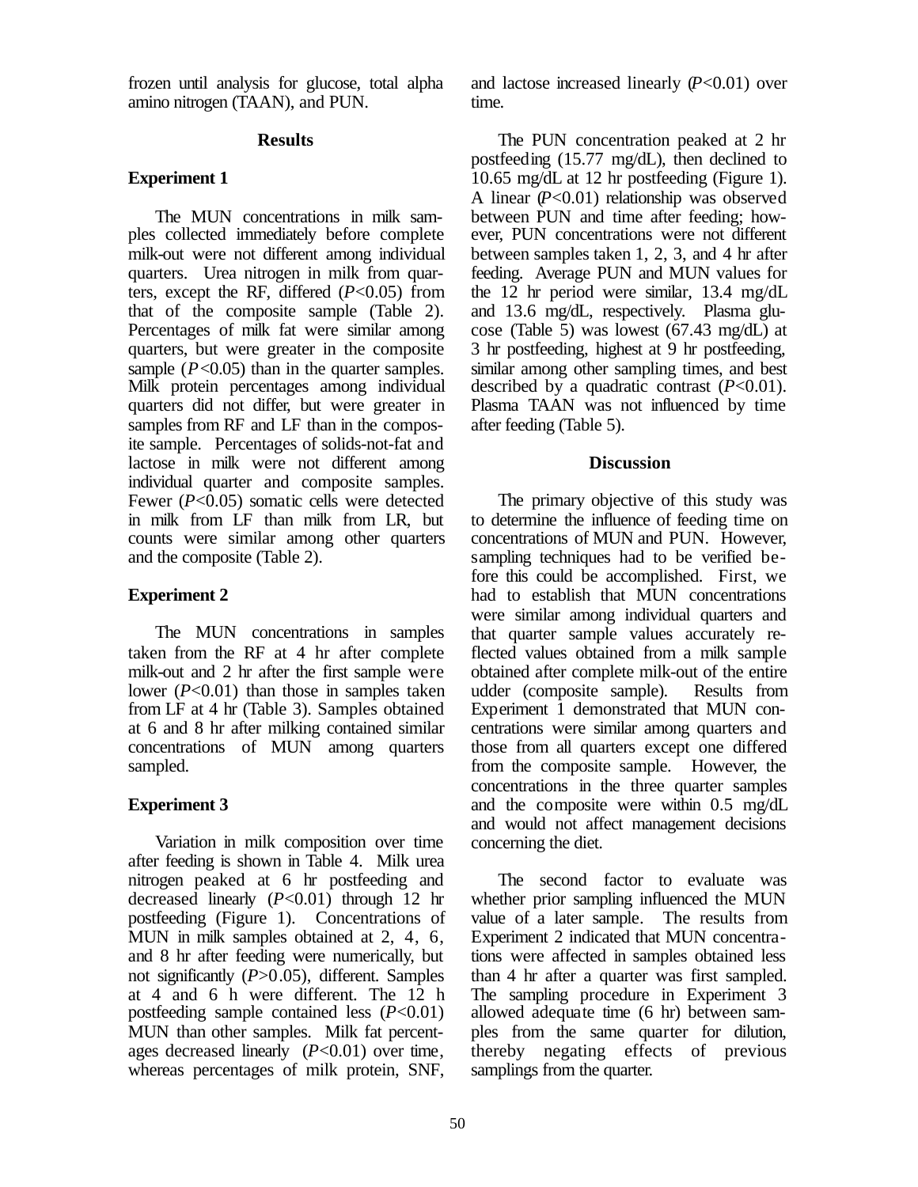frozen until analysis for glucose, total alpha amino nitrogen (TAAN), and PUN.

## Results

### Experiment 1

The MUN concentrations in milk samples collected immediately before complete milk-out were not different among individual quarters. Urea nitrogen in milk from quarters, except the RF, differed ($P<0.05$) from that of the composite sample (Table 2). Percentages of milk fat were similar among quarters, but were greater in the composite sample ($P<0.05$) than in the quarter samples. Milk protein percentages among individual quarters did not differ, but were greater in samples from RF and LF than in the composite sample. Percentages of solids-not-fat and lactose in milk were not different among individual quarter and composite samples. Fewer ($P<0.05$) somatic cells were detected in milk from LF than milk from LR, but counts were similar among other quarters and the composite (Table 2).

### Experiment 2

The MUN concentrations in samples taken from the RF at 4 hr after complete milk-out and 2 hr after the first sample were lower ($P<0.01$) than those in samples taken from LF at 4 hr (Table 3). Samples obtained at 6 and 8 hr after milking contained similar concentrations of MUN among quarters sampled.

### Experiment 3

Variation in milk composition over time after feeding is shown in Table 4. Milk urea nitrogen peaked at 6 hr postfeeding and decreased linearly ($P<0.01$) through 12 hr postfeeding (Figure 1). Concentrations of MUN in milk samples obtained at 2, 4, 6, and 8 hr after feeding were numerically, but not significantly ($P>0.05$), different. Samples at 4 and 6 h were different. The 12 h postfeeding sample contained less ($P<0.01$) MUN than other samples. Milk fat percentages decreased linearly ($P<0.01$) over time, whereas percentages of milk protein, SNF, and lactose increased linearly ($P<0.01$) over time.

The PUN concentration peaked at 2 hr postfeeding (15.77 mg/dL), then declined to 10.65 mg/dL at 12 hr postfeeding (Figure 1). A linear ($P<0.01$) relationship was observed between PUN and time after feeding; however, PUN concentrations were not different between samples taken 1, 2, 3, and 4 hr after feeding. Average PUN and MUN values for the 12 hr period were similar, 13.4 mg/dL and 13.6 mg/dL, respectively. Plasma glucose (Table 5) was lowest (67.43 mg/dL) at 3 hr postfeeding, highest at 9 hr postfeeding, similar among other sampling times, and best described by a quadratic contrast ($P<0.01$). Plasma TAAN was not influenced by time after feeding (Table 5).

## Discussion

The primary objective of this study was to determine the influence of feeding time on concentrations of MUN and PUN. However, sampling techniques had to be verified before this could be accomplished. First, we had to establish that MUN concentrations were similar among individual quarters and that quarter sample values accurately reflected values obtained from a milk sample obtained after complete milk-out of the entire udder (composite sample). Results from Experiment 1 demonstrated that MUN concentrations were similar among quarters and those from all quarters except one differed from the composite sample. However, the concentrations in the three quarter samples and the composite were within 0.5 mg/dL and would not affect management decisions concerning the diet.

The second factor to evaluate was whether prior sampling influenced the MUN value of a later sample. The results from Experiment 2 indicated that MUN concentrations were affected in samples obtained less than 4 hr after a quarter was first sampled. The sampling procedure in Experiment 3 allowed adequate time (6 hr) between samples from the same quarter for dilution, thereby negating effects of previous samplings from the quarter.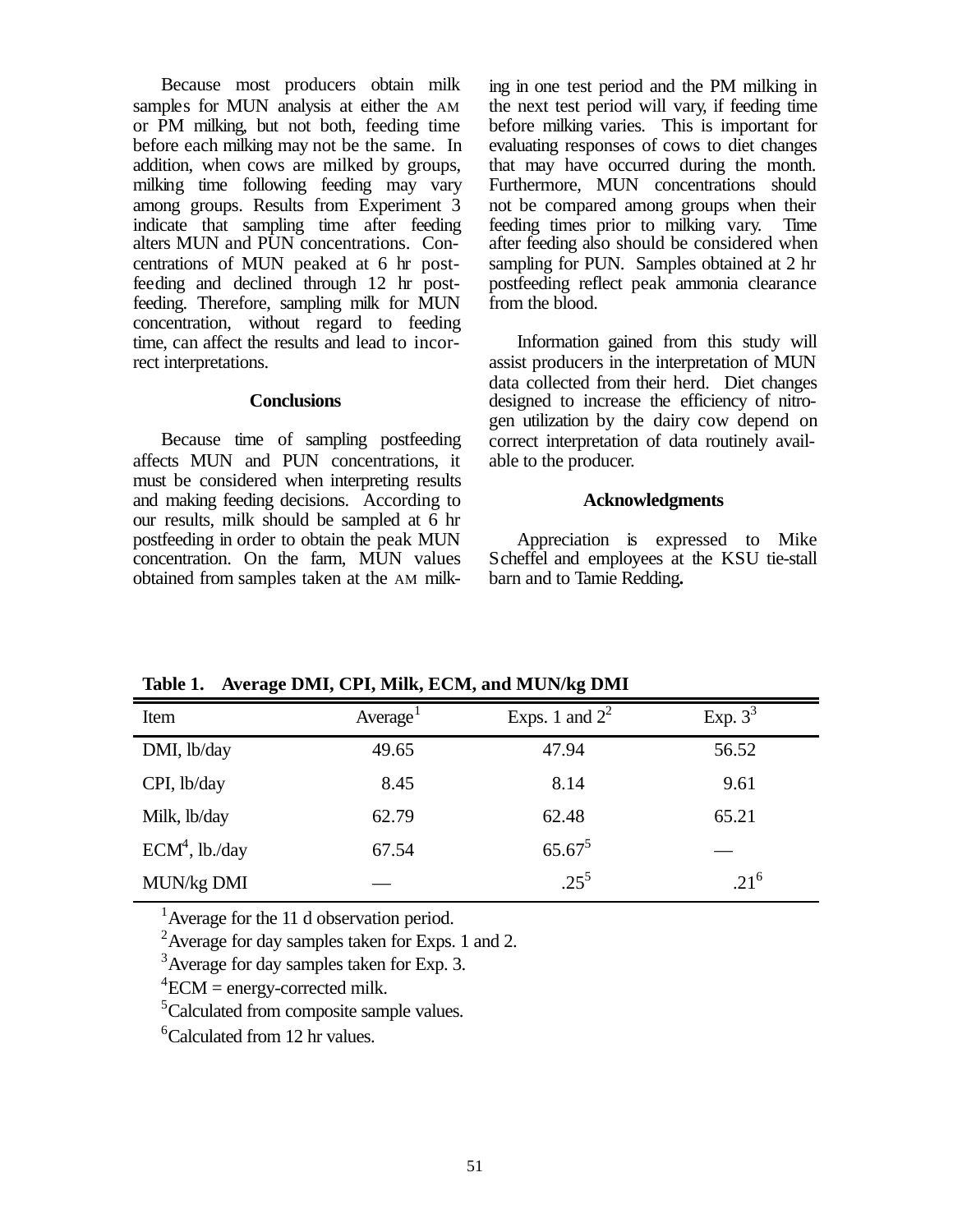Because most producers obtain milk samples for MUN analysis at either the AM or PM milking, but not both, feeding time before each milking may not be the same. In addition, when cows are milked by groups, milking time following feeding may vary among groups. Results from Experiment 3 indicate that sampling time after feeding alters MUN and PUN concentrations. Concentrations of MUN peaked at 6 hr postfeeding and declined through 12 hr postfeeding. Therefore, sampling milk for MUN concentration, without regard to feeding time, can affect the results and lead to incorrect interpretations.

### Conclusions

Because time of sampling postfeeding affects MUN and PUN concentrations, it must be considered when interpreting results and making feeding decisions. According to our results, milk should be sampled at 6 hr postfeeding in order to obtain the peak MUN concentration. On the farm, MUN values obtained from samples taken at the AM milking in one test period and the PM milking in the next test period will vary, if feeding time before milking varies. This is important for evaluating responses of cows to diet changes that may have occurred during the month. Furthermore, MUN concentrations should not be compared among groups when their feeding times prior to milking vary. Time after feeding also should be considered when sampling for PUN. Samples obtained at 2 hr postfeeding reflect peak ammonia clearance from the blood.

Information gained from this study will assist producers in the interpretation of MUN data collected from their herd. Diet changes designed to increase the efficiency of nitrogen utilization by the dairy cow depend on correct interpretation of data routinely available to the producer.

### Acknowledgments

Appreciation is expressed to Mike Scheffel and employees at the KSU tie-stall barn and to Tamie Redding**.**

**Table 1. Average DMI, CPI, Milk, ECM, and MUN/kg DMI**

| Item | Average[1] | Exps. 1 and 2[2] | Exp. 3[3] |
|---|---|---|---|
| DMI, lb/day | 49.65 | 47.94 | 56.52 |
| CPI, lb/day | 8.45 | 8.14 | 9.61 |
| Milk, lb/day | 62.79 | 62.48 | 65.21 |
| ECM[4], lb./day | 67.54 | 65.67[5] | — |
| MUN/kg DMI | — | .25[5] | .21[6] |

[1]Average for the 11 d observation period.

[2]Average for day samples taken for Exps. 1 and 2.

[3]Average for day samples taken for Exp. 3.

[4]ECM = energy-corrected milk.

[5]Calculated from composite sample values.

[6]Calculated from 12 hr values.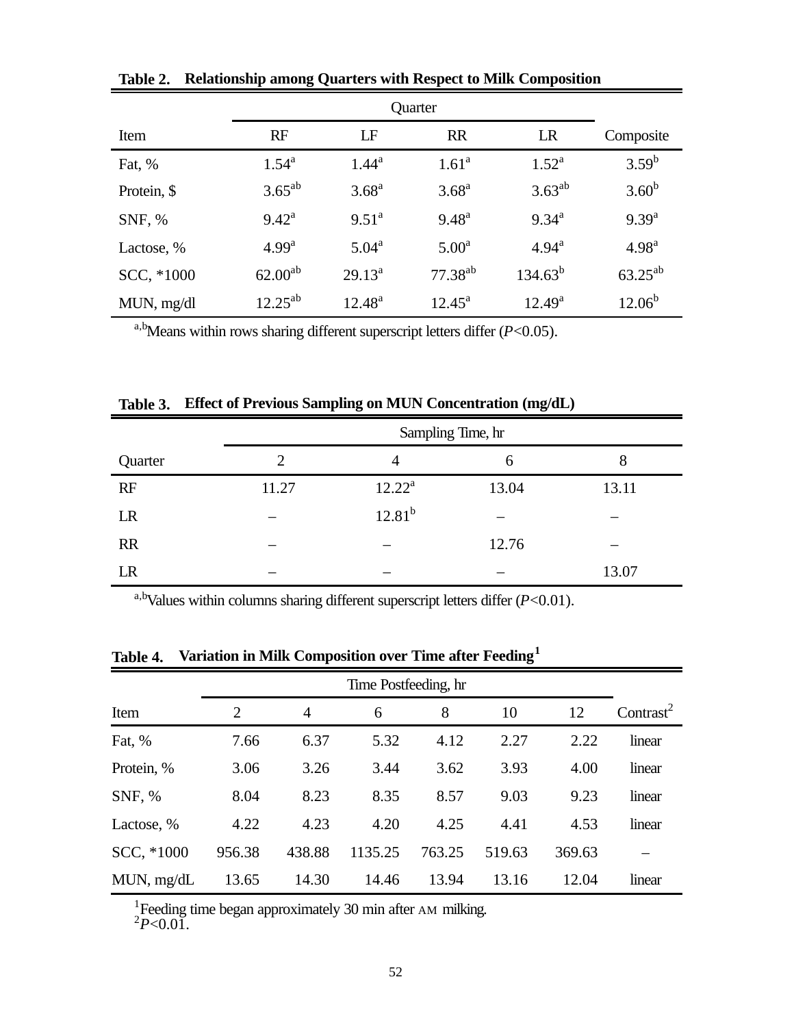**Table 2.** **Relationship among Quarters with Respect to Milk Composition**

| | Quarter | | | | |
|---|---|---|---|---|---|
| Item | RF | LF | RR | LR | Composite |
| Fat, % | 1.54[a] | 1.44[a] | 1.61[a] | 1.52[a] | 3.59[b] |
| Protein, $ | 3.65[ab] | 3.68[a] | 3.68[a] | 3.63[ab] | 3.60[b] |
| SNF, % | 9.42[a] | 9.51[a] | 9.48[a] | 9.34[a] | 9.39[a] |
| Lactose, % | 4.99[a] | 5.04[a] | 5.00[a] | 4.94[a] | 4.98[a] |
| SCC, *1000 | 62.00[ab] | 29.13[a] | 77.38[ab] | 134.63[b] | 63.25[ab] |
| MUN, mg/dl | 12.25[ab] | 12.48[a] | 12.45[a] | 12.49[a] | 12.06[b] |

[a,b]Means within rows sharing different superscript letters differ ($P<0.05$).

**Table 3.** **Effect of Previous Sampling on MUN Concentration (mg/dL)**

| | Sampling Time, hr | | | |
|---|---|---|---|---|
| Quarter | 2 | 4 | 6 | 8 |
| RF | 11.27 | 12.22[a] | 13.04 | 13.11 |
| LR | – | 12.81[b] | – | – |
| RR | – | – | 12.76 | – |
| LR | – | – | – | 13.07 |

[a,b]Values within columns sharing different superscript letters differ ($P<0.01$).

**Table 4.** **Variation in Milk Composition over Time after Feeding**[1]

| | Time Postfeeding, hr | | | | | | |
|---|---|---|---|---|---|---|---|
| Item | 2 | 4 | 6 | 8 | 10 | 12 | Contrast[2] |
| Fat, % | 7.66 | 6.37 | 5.32 | 4.12 | 2.27 | 2.22 | linear |
| Protein, % | 3.06 | 3.26 | 3.44 | 3.62 | 3.93 | 4.00 | linear |
| SNF, % | 8.04 | 8.23 | 8.35 | 8.57 | 9.03 | 9.23 | linear |
| Lactose, % | 4.22 | 4.23 | 4.20 | 4.25 | 4.41 | 4.53 | linear |
| SCC, *1000 | 956.38 | 438.88 | 1135.25 | 763.25 | 519.63 | 369.63 | – |
| MUN, mg/dL | 13.65 | 14.30 | 14.46 | 13.94 | 13.16 | 12.04 | linear |

[1]Feeding time began approximately 30 min after AM milking.
[2]$P<0.01$.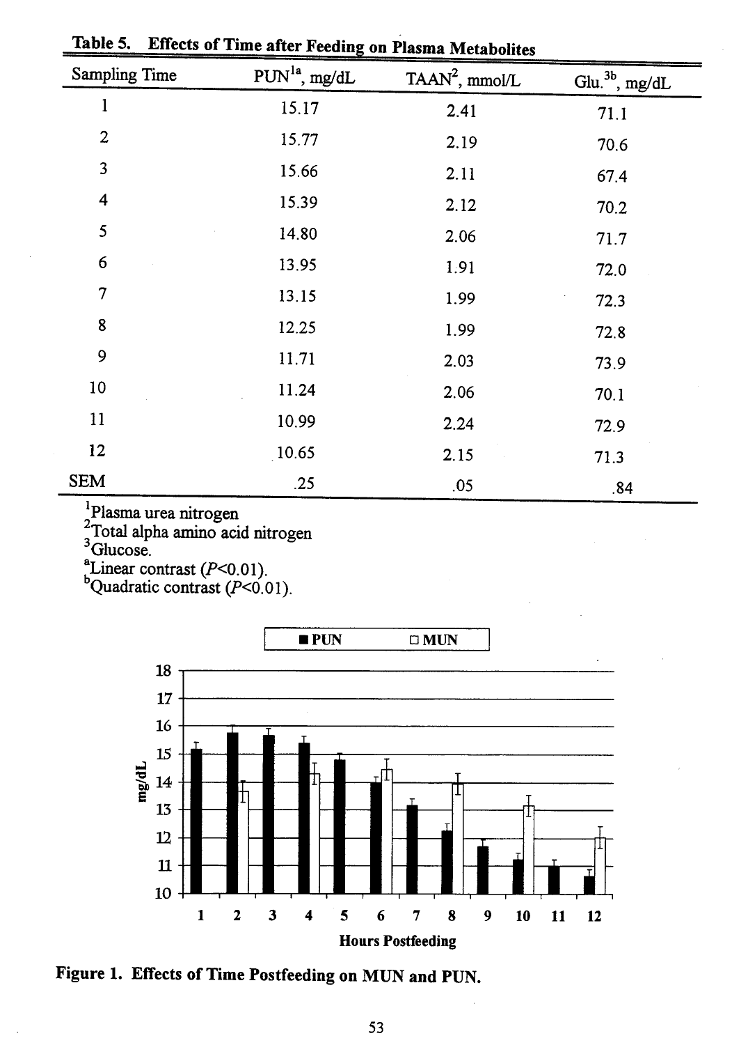**Table 5. Effects of Time after Feeding on Plasma Metabolites**

| Sampling Time | PUN[1a], mg/dL | TAAN[2], mmol/L | Glu.[3b], mg/dL |
|---|---|---|---|
| 1 | 15.17 | 2.41 | 71.1 |
| 2 | 15.77 | 2.19 | 70.6 |
| 3 | 15.66 | 2.11 | 67.4 |
| 4 | 15.39 | 2.12 | 70.2 |
| 5 | 14.80 | 2.06 | 71.7 |
| 6 | 13.95 | 1.91 | 72.0 |
| 7 | 13.15 | 1.99 | 72.3 |
| 8 | 12.25 | 1.99 | 72.8 |
| 9 | 11.71 | 2.03 | 73.9 |
| 10 | 11.24 | 2.06 | 70.1 |
| 11 | 10.99 | 2.24 | 72.9 |
| 12 | 10.65 | 2.15 | 71.3 |
| SEM | .25 | .05 | .84 |

[1]Plasma urea nitrogen
[2]Total alpha amino acid nitrogen
[3]Glucose.
[a]Linear contrast ($P$<0.01).
[b]Quadratic contrast ($P$<0.01).

■ PUN □ MUN

mg/dL

18
17
16
15
14
13
12
11
10

1 2 3 4 5 6 7 8 9 10 11 12

Hours Postfeeding

**Figure 1. Effects of Time Postfeeding on MUN and PUN.**